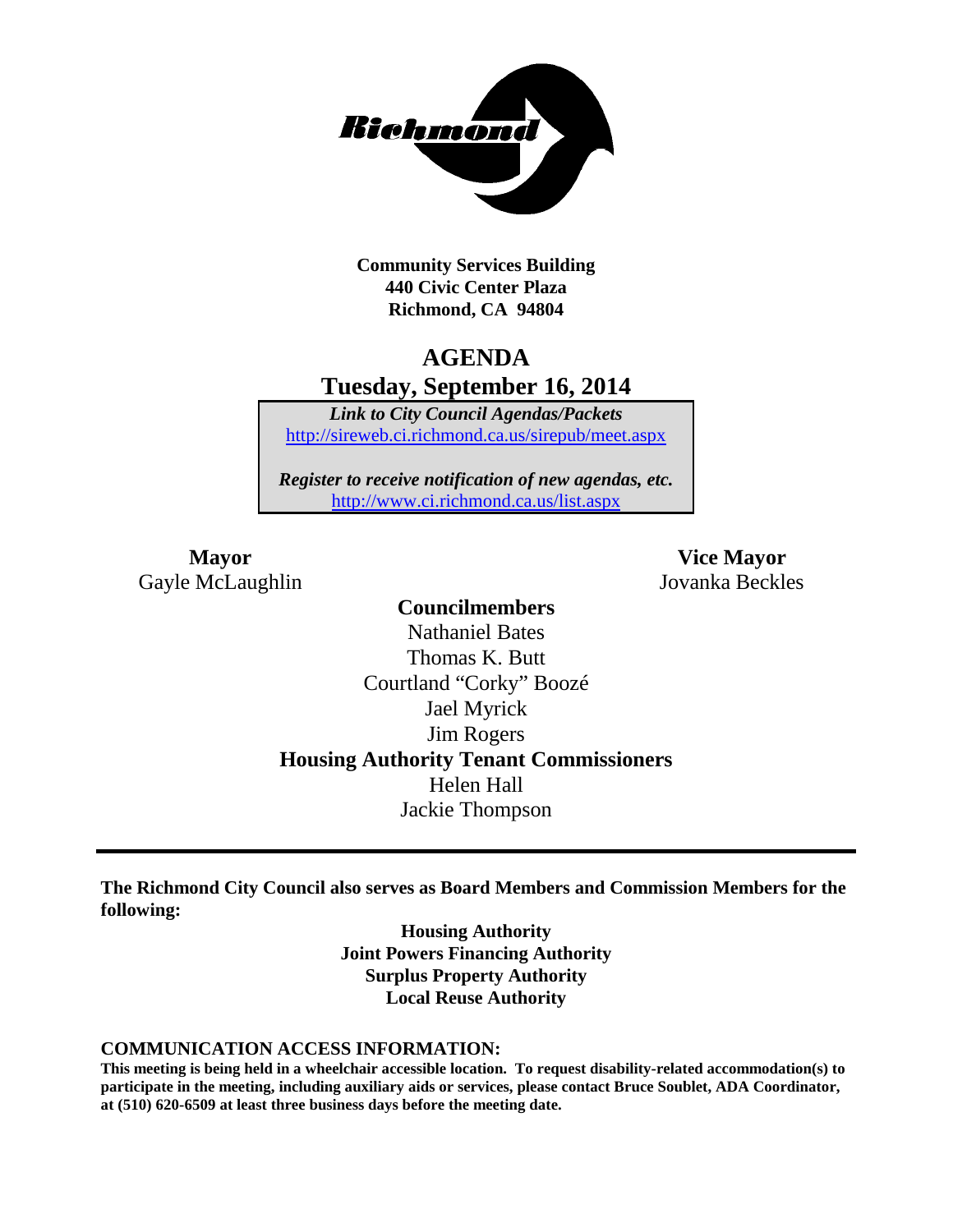**Community Services Building**
**440 Civic Center Plaza**
**Richmond, CA 94804**

# AGENDA
## Tuesday, September 16, 2014

***Link to City Council Agendas/Packets***
http://sireweb.ci.richmond.ca.us/sirepub/meet.aspx

***Register to receive notification of new agendas, etc.***
http://www.ci.richmond.ca.us/list.aspx

**Mayor**
Gayle McLaughlin

**Vice Mayor**
Jovanka Beckles

**Councilmembers**
Nathaniel Bates
Thomas K. Butt
Courtland "Corky" Boozé
Jael Myrick
Jim Rogers

**Housing Authority Tenant Commissioners**
Helen Hall
Jackie Thompson

---

**The Richmond City Council also serves as Board Members and Commission Members for the following:**

**Housing Authority**
**Joint Powers Financing Authority**
**Surplus Property Authority**
**Local Reuse Authority**

**COMMUNICATION ACCESS INFORMATION:**

**This meeting is being held in a wheelchair accessible location. To request disability-related accommodation(s) to participate in the meeting, including auxiliary aids or services, please contact Bruce Soublet, ADA Coordinator, at (510) 620-6509 at least three business days before the meeting date.**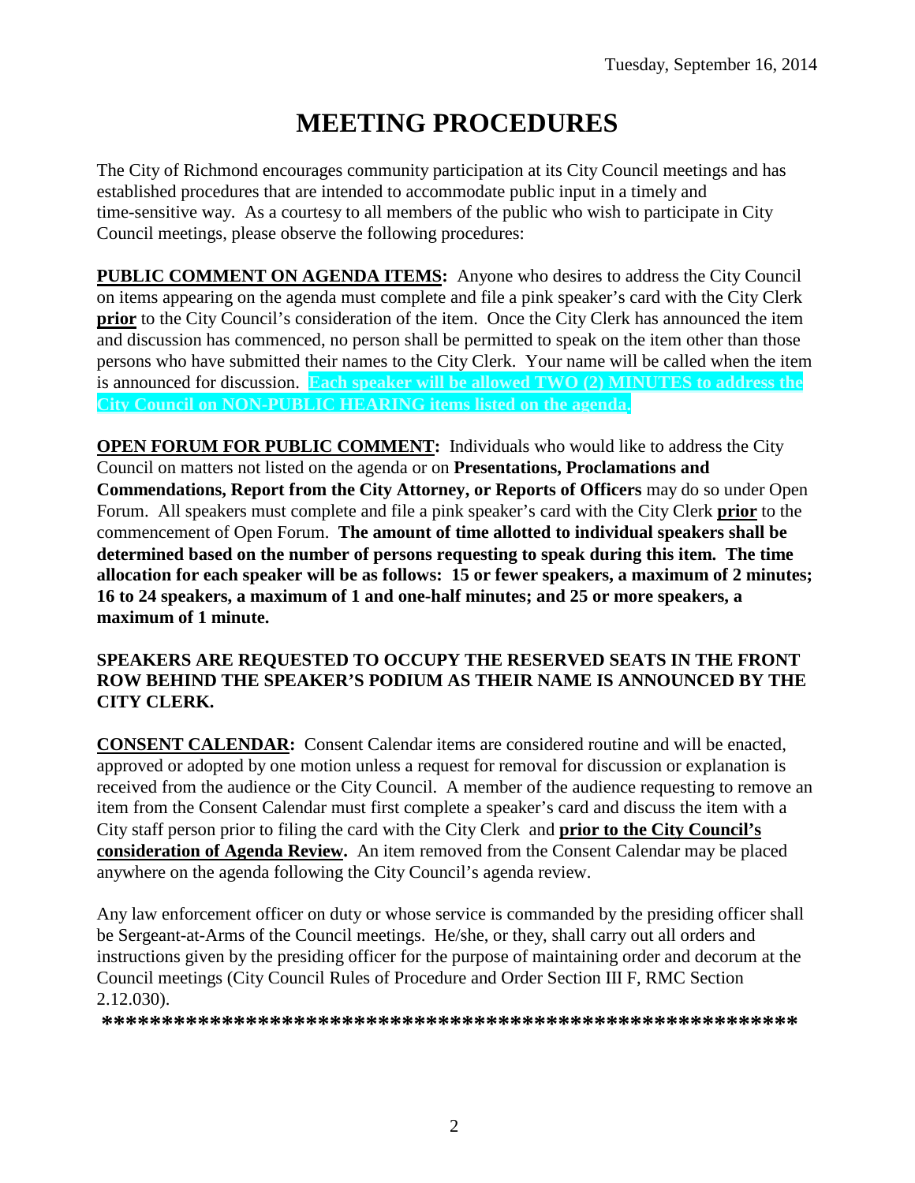Tuesday, September 16, 2014

# MEETING PROCEDURES

The City of Richmond encourages community participation at its City Council meetings and has established procedures that are intended to accommodate public input in a timely and time-sensitive way. As a courtesy to all members of the public who wish to participate in City Council meetings, please observe the following procedures:

**PUBLIC COMMENT ON AGENDA ITEMS:** Anyone who desires to address the City Council on items appearing on the agenda must complete and file a pink speaker's card with the City Clerk **prior** to the City Council's consideration of the item. Once the City Clerk has announced the item and discussion has commenced, no person shall be permitted to speak on the item other than those persons who have submitted their names to the City Clerk. Your name will be called when the item is announced for discussion. **Each speaker will be allowed TWO (2) MINUTES to address the City Council on NON-PUBLIC HEARING items listed on the agenda.**

**OPEN FORUM FOR PUBLIC COMMENT:** Individuals who would like to address the City Council on matters not listed on the agenda or on **Presentations, Proclamations and Commendations, Report from the City Attorney, or Reports of Officers** may do so under Open Forum. All speakers must complete and file a pink speaker's card with the City Clerk **prior** to the commencement of Open Forum. **The amount of time allotted to individual speakers shall be determined based on the number of persons requesting to speak during this item. The time allocation for each speaker will be as follows: 15 or fewer speakers, a maximum of 2 minutes; 16 to 24 speakers, a maximum of 1 and one-half minutes; and 25 or more speakers, a maximum of 1 minute.**

**SPEAKERS ARE REQUESTED TO OCCUPY THE RESERVED SEATS IN THE FRONT ROW BEHIND THE SPEAKER'S PODIUM AS THEIR NAME IS ANNOUNCED BY THE CITY CLERK.**

**CONSENT CALENDAR:** Consent Calendar items are considered routine and will be enacted, approved or adopted by one motion unless a request for removal for discussion or explanation is received from the audience or the City Council. A member of the audience requesting to remove an item from the Consent Calendar must first complete a speaker's card and discuss the item with a City staff person prior to filing the card with the City Clerk and **prior to the City Council's consideration of Agenda Review.** An item removed from the Consent Calendar may be placed anywhere on the agenda following the City Council's agenda review.

Any law enforcement officer on duty or whose service is commanded by the presiding officer shall be Sergeant-at-Arms of the Council meetings. He/she, or they, shall carry out all orders and instructions given by the presiding officer for the purpose of maintaining order and decorum at the Council meetings (City Council Rules of Procedure and Order Section III F, RMC Section 2.12.030).

**\*\*\*\*\*\*\*\*\*\*\*\*\*\*\*\*\*\*\*\*\*\*\*\*\*\*\*\*\*\*\*\*\*\*\*\*\*\*\*\*\*\*\*\*\*\*\*\*\*\*\*\*\*\*\*\*\*\*\***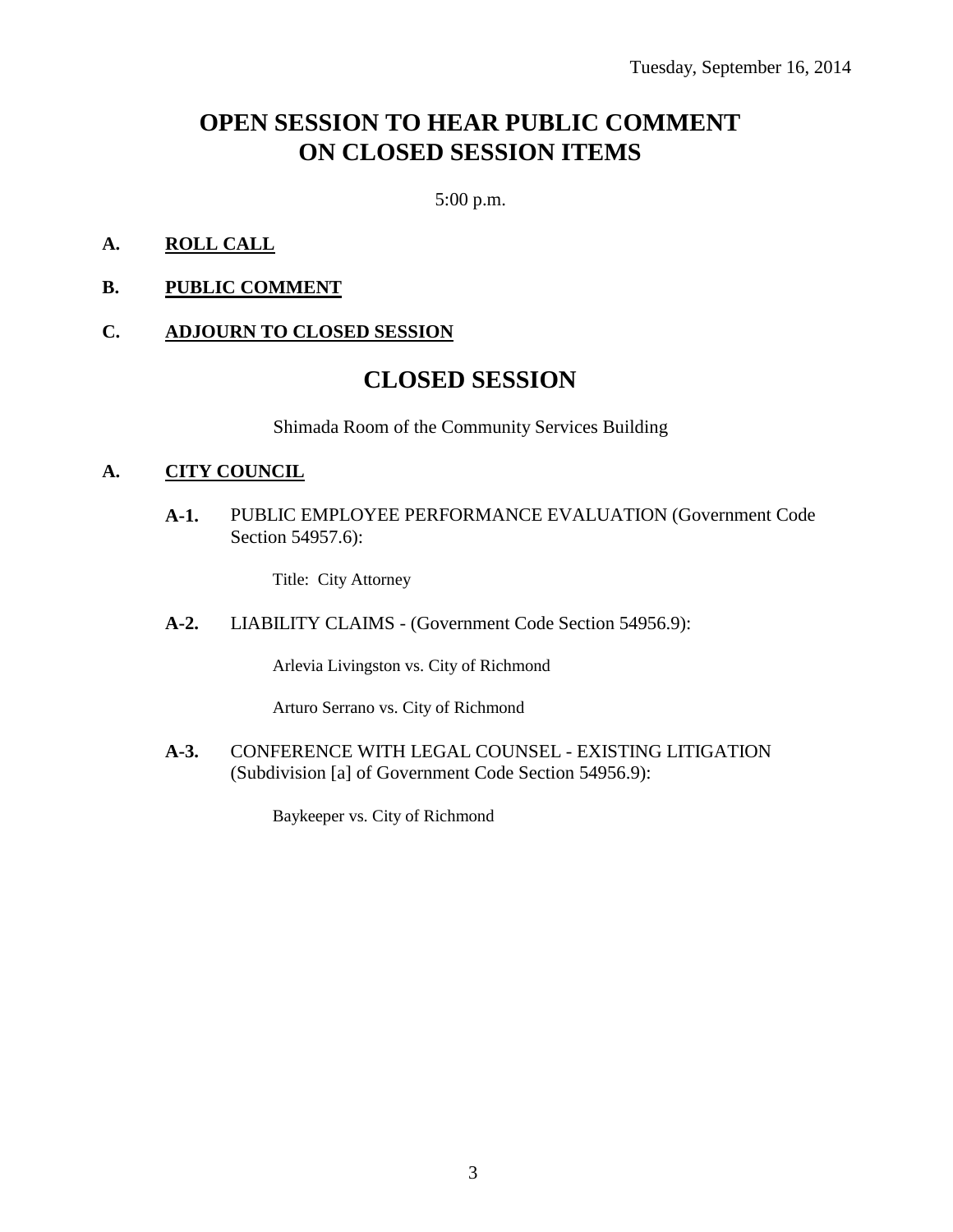Tuesday, September 16, 2014

# OPEN SESSION TO HEAR PUBLIC COMMENT ON CLOSED SESSION ITEMS

5:00 p.m.

**A. ROLL CALL**

**B. PUBLIC COMMENT**

**C. ADJOURN TO CLOSED SESSION**

# CLOSED SESSION

Shimada Room of the Community Services Building

**A. CITY COUNCIL**

**A-1.** PUBLIC EMPLOYEE PERFORMANCE EVALUATION (Government Code Section 54957.6):

Title: City Attorney

**A-2.** LIABILITY CLAIMS - (Government Code Section 54956.9):

Arlevia Livingston vs. City of Richmond

Arturo Serrano vs. City of Richmond

**A-3.** CONFERENCE WITH LEGAL COUNSEL - EXISTING LITIGATION (Subdivision [a] of Government Code Section 54956.9):

Baykeeper vs. City of Richmond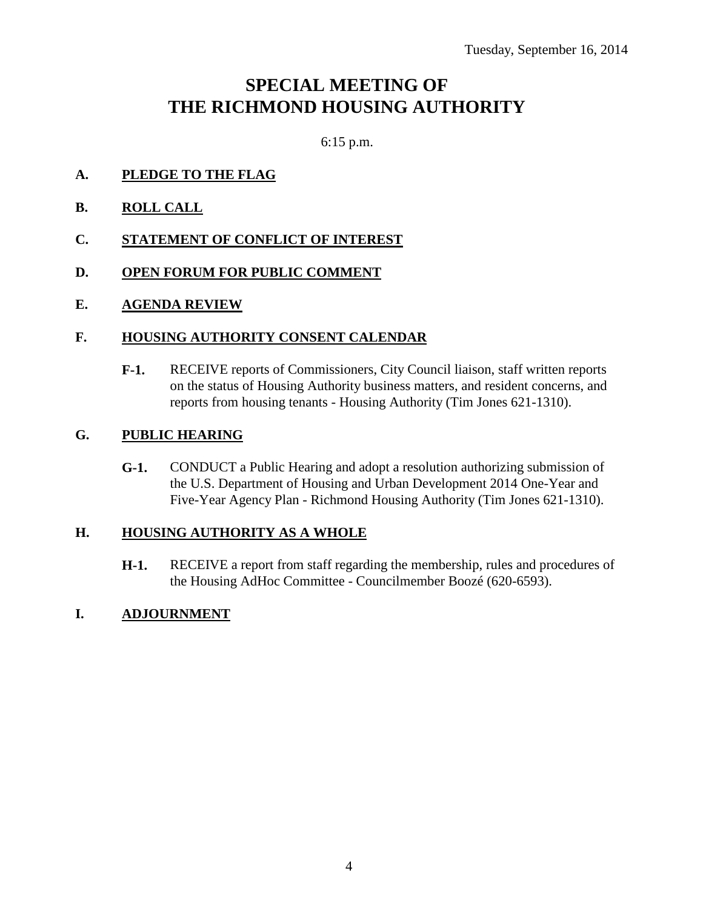Tuesday, September 16, 2014

# SPECIAL MEETING OF THE RICHMOND HOUSING AUTHORITY

6:15 p.m.

**A. PLEDGE TO THE FLAG**

**B. ROLL CALL**

**C. STATEMENT OF CONFLICT OF INTEREST**

**D. OPEN FORUM FOR PUBLIC COMMENT**

**E. AGENDA REVIEW**

**F. HOUSING AUTHORITY CONSENT CALENDAR**

**F-1.** RECEIVE reports of Commissioners, City Council liaison, staff written reports on the status of Housing Authority business matters, and resident concerns, and reports from housing tenants - Housing Authority (Tim Jones 621-1310).

**G. PUBLIC HEARING**

**G-1.** CONDUCT a Public Hearing and adopt a resolution authorizing submission of the U.S. Department of Housing and Urban Development 2014 One-Year and Five-Year Agency Plan - Richmond Housing Authority (Tim Jones 621-1310).

**H. HOUSING AUTHORITY AS A WHOLE**

**H-1.** RECEIVE a report from staff regarding the membership, rules and procedures of the Housing AdHoc Committee - Councilmember Boozé (620-6593).

**I. ADJOURNMENT**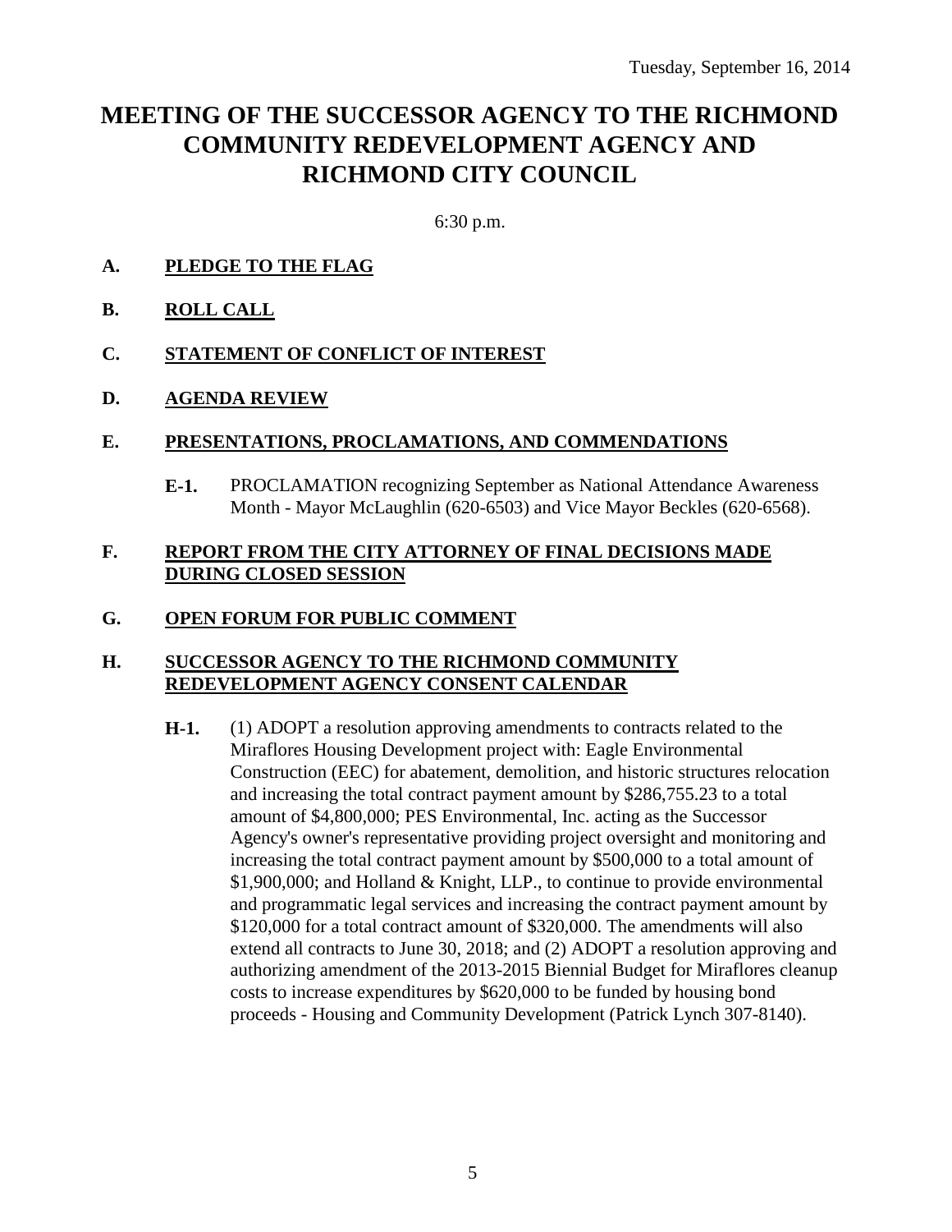Tuesday, September 16, 2014

# MEETING OF THE SUCCESSOR AGENCY TO THE RICHMOND COMMUNITY REDEVELOPMENT AGENCY AND RICHMOND CITY COUNCIL

6:30 p.m.

**A. PLEDGE TO THE FLAG**

**B. ROLL CALL**

**C. STATEMENT OF CONFLICT OF INTEREST**

**D. AGENDA REVIEW**

**E. PRESENTATIONS, PROCLAMATIONS, AND COMMENDATIONS**

**E-1.** PROCLAMATION recognizing September as National Attendance Awareness Month - Mayor McLaughlin (620-6503) and Vice Mayor Beckles (620-6568).

**F. REPORT FROM THE CITY ATTORNEY OF FINAL DECISIONS MADE DURING CLOSED SESSION**

**G. OPEN FORUM FOR PUBLIC COMMENT**

**H. SUCCESSOR AGENCY TO THE RICHMOND COMMUNITY REDEVELOPMENT AGENCY CONSENT CALENDAR**

**H-1.** (1) ADOPT a resolution approving amendments to contracts related to the Miraflores Housing Development project with: Eagle Environmental Construction (EEC) for abatement, demolition, and historic structures relocation and increasing the total contract payment amount by $286,755.23 to a total amount of $4,800,000; PES Environmental, Inc. acting as the Successor Agency's owner's representative providing project oversight and monitoring and increasing the total contract payment amount by $500,000 to a total amount of $1,900,000; and Holland & Knight, LLP., to continue to provide environmental and programmatic legal services and increasing the contract payment amount by $120,000 for a total contract amount of $320,000. The amendments will also extend all contracts to June 30, 2018; and (2) ADOPT a resolution approving and authorizing amendment of the 2013-2015 Biennial Budget for Miraflores cleanup costs to increase expenditures by $620,000 to be funded by housing bond proceeds - Housing and Community Development (Patrick Lynch 307-8140).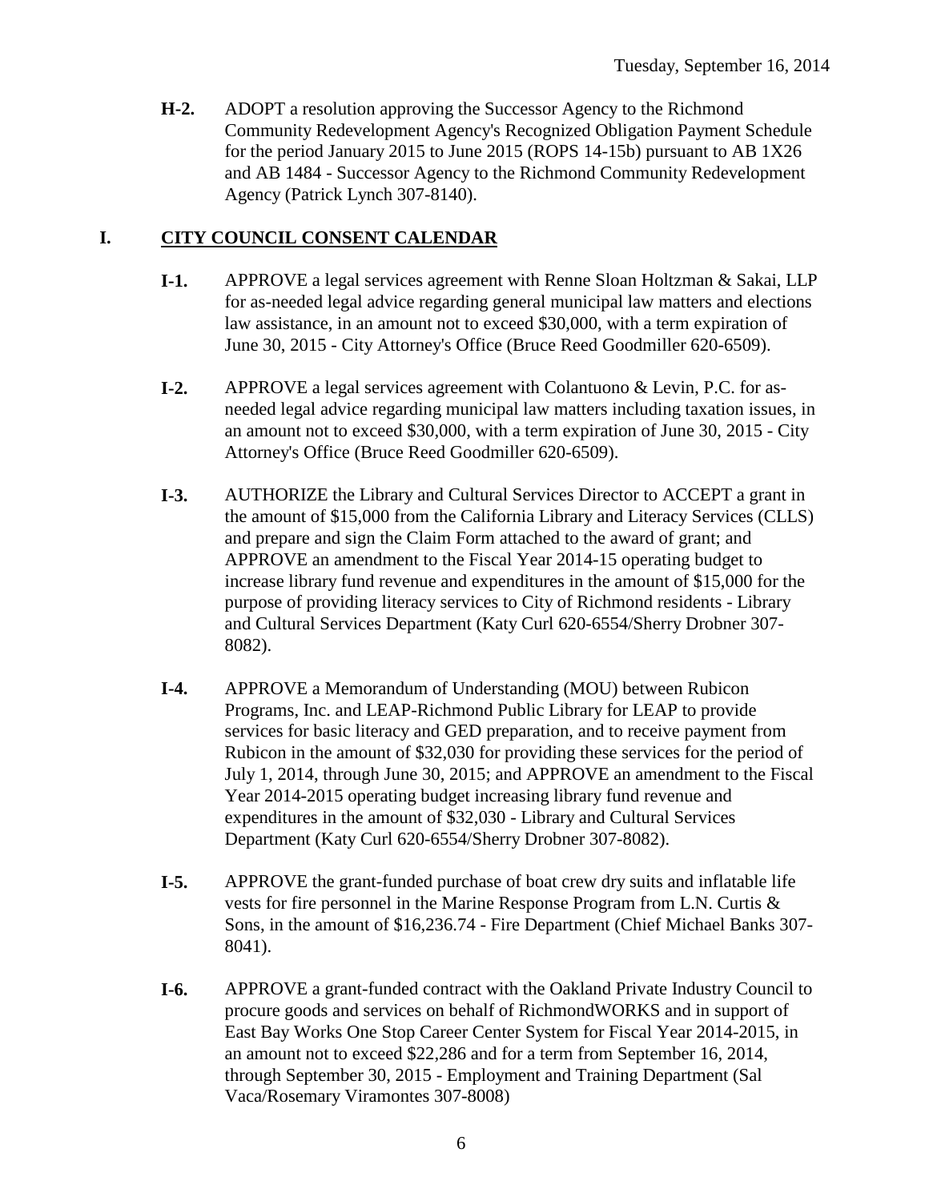**H-2.** ADOPT a resolution approving the Successor Agency to the Richmond Community Redevelopment Agency's Recognized Obligation Payment Schedule for the period January 2015 to June 2015 (ROPS 14-15b) pursuant to AB 1X26 and AB 1484 - Successor Agency to the Richmond Community Redevelopment Agency (Patrick Lynch 307-8140).

## I. <u>CITY COUNCIL CONSENT CALENDAR</u>

**I-1.** APPROVE a legal services agreement with Renne Sloan Holtzman & Sakai, LLP for as-needed legal advice regarding general municipal law matters and elections law assistance, in an amount not to exceed $30,000, with a term expiration of June 30, 2015 - City Attorney's Office (Bruce Reed Goodmiller 620-6509).

**I-2.** APPROVE a legal services agreement with Colantuono & Levin, P.C. for as-needed legal advice regarding municipal law matters including taxation issues, in an amount not to exceed $30,000, with a term expiration of June 30, 2015 - City Attorney's Office (Bruce Reed Goodmiller 620-6509).

**I-3.** AUTHORIZE the Library and Cultural Services Director to ACCEPT a grant in the amount of $15,000 from the California Library and Literacy Services (CLLS) and prepare and sign the Claim Form attached to the award of grant; and APPROVE an amendment to the Fiscal Year 2014-15 operating budget to increase library fund revenue and expenditures in the amount of $15,000 for the purpose of providing literacy services to City of Richmond residents - Library and Cultural Services Department (Katy Curl 620-6554/Sherry Drobner 307-8082).

**I-4.** APPROVE a Memorandum of Understanding (MOU) between Rubicon Programs, Inc. and LEAP-Richmond Public Library for LEAP to provide services for basic literacy and GED preparation, and to receive payment from Rubicon in the amount of $32,030 for providing these services for the period of July 1, 2014, through June 30, 2015; and APPROVE an amendment to the Fiscal Year 2014-2015 operating budget increasing library fund revenue and expenditures in the amount of $32,030 - Library and Cultural Services Department (Katy Curl 620-6554/Sherry Drobner 307-8082).

**I-5.** APPROVE the grant-funded purchase of boat crew dry suits and inflatable life vests for fire personnel in the Marine Response Program from L.N. Curtis & Sons, in the amount of $16,236.74 - Fire Department (Chief Michael Banks 307-8041).

**I-6.** APPROVE a grant-funded contract with the Oakland Private Industry Council to procure goods and services on behalf of RichmondWORKS and in support of East Bay Works One Stop Career Center System for Fiscal Year 2014-2015, in an amount not to exceed $22,286 and for a term from September 16, 2014, through September 30, 2015 - Employment and Training Department (Sal Vaca/Rosemary Viramontes 307-8008)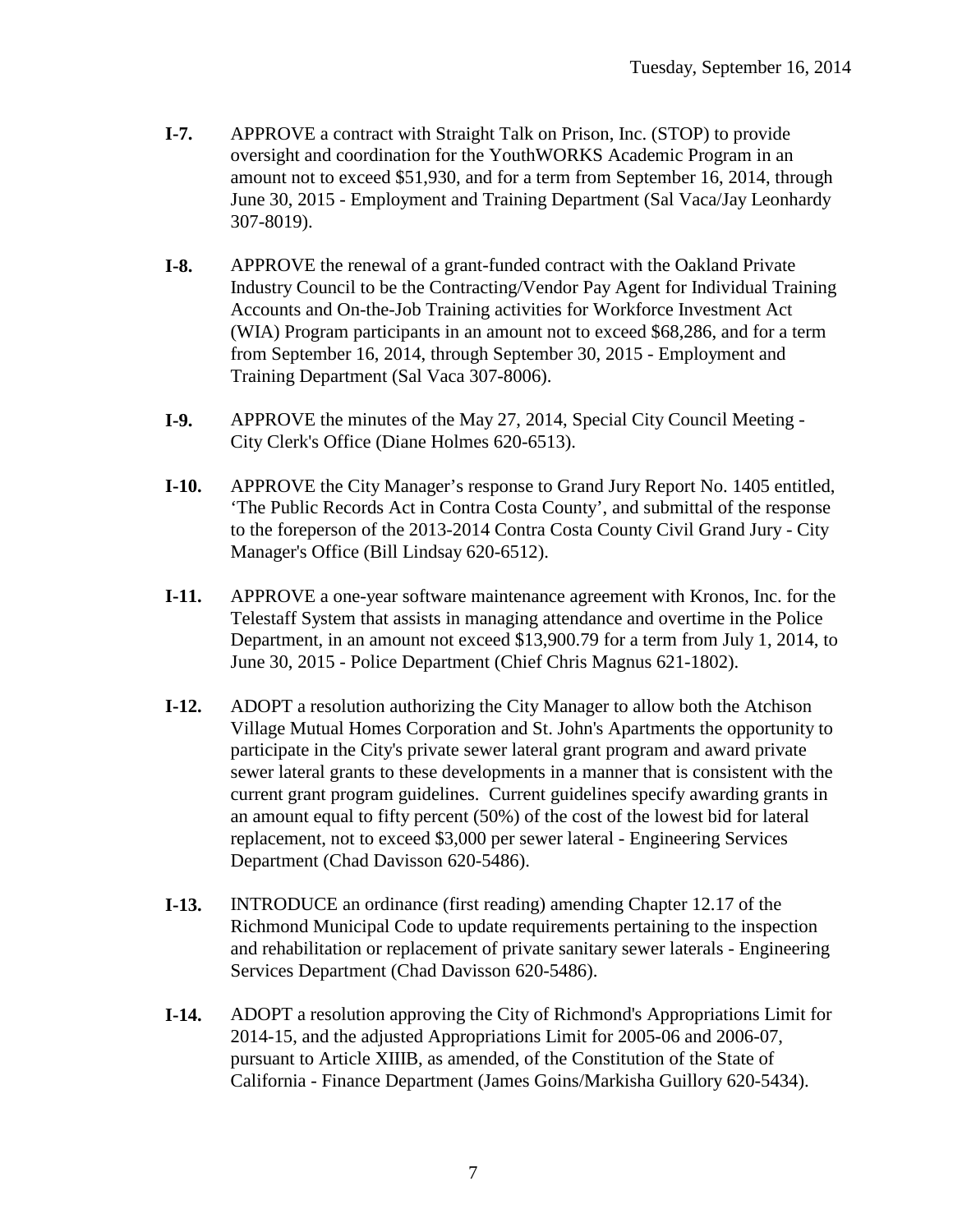**I-7.** APPROVE a contract with Straight Talk on Prison, Inc. (STOP) to provide oversight and coordination for the YouthWORKS Academic Program in an amount not to exceed $51,930, and for a term from September 16, 2014, through June 30, 2015 - Employment and Training Department (Sal Vaca/Jay Leonhardy 307-8019).

**I-8.** APPROVE the renewal of a grant-funded contract with the Oakland Private Industry Council to be the Contracting/Vendor Pay Agent for Individual Training Accounts and On-the-Job Training activities for Workforce Investment Act (WIA) Program participants in an amount not to exceed $68,286, and for a term from September 16, 2014, through September 30, 2015 - Employment and Training Department (Sal Vaca 307-8006).

**I-9.** APPROVE the minutes of the May 27, 2014, Special City Council Meeting - City Clerk's Office (Diane Holmes 620-6513).

**I-10.** APPROVE the City Manager's response to Grand Jury Report No. 1405 entitled, 'The Public Records Act in Contra Costa County', and submittal of the response to the foreperson of the 2013-2014 Contra Costa County Civil Grand Jury - City Manager's Office (Bill Lindsay 620-6512).

**I-11.** APPROVE a one-year software maintenance agreement with Kronos, Inc. for the Telestaff System that assists in managing attendance and overtime in the Police Department, in an amount not exceed $13,900.79 for a term from July 1, 2014, to June 30, 2015 - Police Department (Chief Chris Magnus 621-1802).

**I-12.** ADOPT a resolution authorizing the City Manager to allow both the Atchison Village Mutual Homes Corporation and St. John's Apartments the opportunity to participate in the City's private sewer lateral grant program and award private sewer lateral grants to these developments in a manner that is consistent with the current grant program guidelines. Current guidelines specify awarding grants in an amount equal to fifty percent (50%) of the cost of the lowest bid for lateral replacement, not to exceed $3,000 per sewer lateral - Engineering Services Department (Chad Davisson 620-5486).

**I-13.** INTRODUCE an ordinance (first reading) amending Chapter 12.17 of the Richmond Municipal Code to update requirements pertaining to the inspection and rehabilitation or replacement of private sanitary sewer laterals - Engineering Services Department (Chad Davisson 620-5486).

**I-14.** ADOPT a resolution approving the City of Richmond's Appropriations Limit for 2014-15, and the adjusted Appropriations Limit for 2005-06 and 2006-07, pursuant to Article XIIIB, as amended, of the Constitution of the State of California - Finance Department (James Goins/Markisha Guillory 620-5434).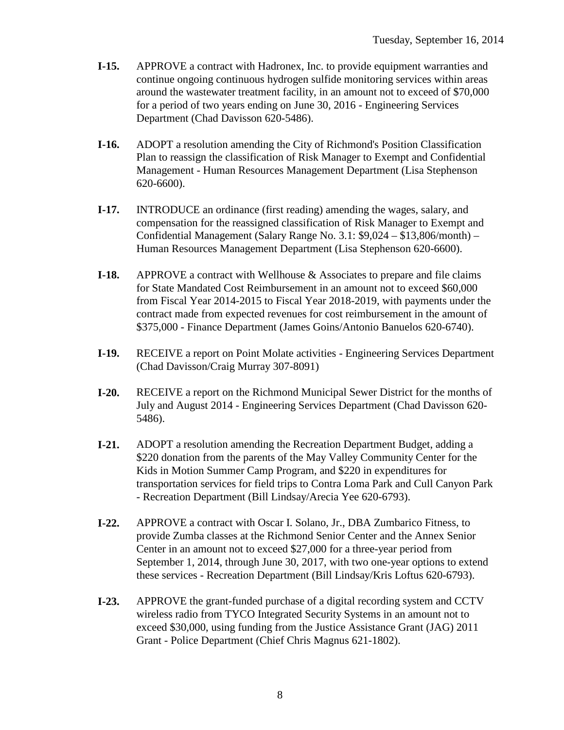**I-15.** APPROVE a contract with Hadronex, Inc. to provide equipment warranties and continue ongoing continuous hydrogen sulfide monitoring services within areas around the wastewater treatment facility, in an amount not to exceed of $70,000 for a period of two years ending on June 30, 2016 - Engineering Services Department (Chad Davisson 620-5486).

**I-16.** ADOPT a resolution amending the City of Richmond's Position Classification Plan to reassign the classification of Risk Manager to Exempt and Confidential Management - Human Resources Management Department (Lisa Stephenson 620-6600).

**I-17.** INTRODUCE an ordinance (first reading) amending the wages, salary, and compensation for the reassigned classification of Risk Manager to Exempt and Confidential Management (Salary Range No. 3.1: $9,024 – $13,806/month) – Human Resources Management Department (Lisa Stephenson 620-6600).

**I-18.** APPROVE a contract with Wellhouse & Associates to prepare and file claims for State Mandated Cost Reimbursement in an amount not to exceed $60,000 from Fiscal Year 2014-2015 to Fiscal Year 2018-2019, with payments under the contract made from expected revenues for cost reimbursement in the amount of $375,000 - Finance Department (James Goins/Antonio Banuelos 620-6740).

**I-19.** RECEIVE a report on Point Molate activities - Engineering Services Department (Chad Davisson/Craig Murray 307-8091)

**I-20.** RECEIVE a report on the Richmond Municipal Sewer District for the months of July and August 2014 - Engineering Services Department (Chad Davisson 620-5486).

**I-21.** ADOPT a resolution amending the Recreation Department Budget, adding a $220 donation from the parents of the May Valley Community Center for the Kids in Motion Summer Camp Program, and $220 in expenditures for transportation services for field trips to Contra Loma Park and Cull Canyon Park - Recreation Department (Bill Lindsay/Arecia Yee 620-6793).

**I-22.** APPROVE a contract with Oscar I. Solano, Jr., DBA Zumbarico Fitness, to provide Zumba classes at the Richmond Senior Center and the Annex Senior Center in an amount not to exceed $27,000 for a three-year period from September 1, 2014, through June 30, 2017, with two one-year options to extend these services - Recreation Department (Bill Lindsay/Kris Loftus 620-6793).

**I-23.** APPROVE the grant-funded purchase of a digital recording system and CCTV wireless radio from TYCO Integrated Security Systems in an amount not to exceed $30,000, using funding from the Justice Assistance Grant (JAG) 2011 Grant - Police Department (Chief Chris Magnus 621-1802).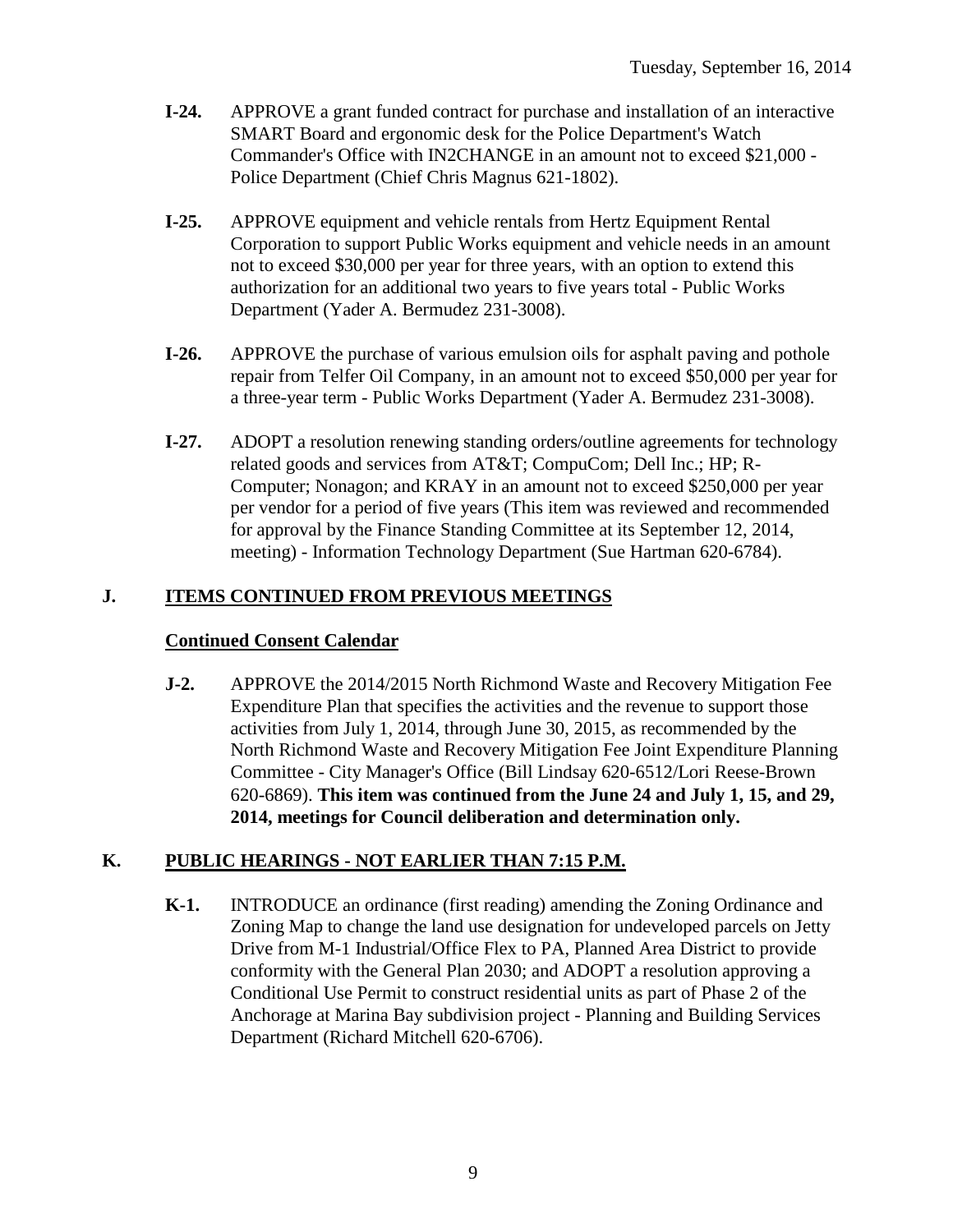- **I-24.** APPROVE a grant funded contract for purchase and installation of an interactive SMART Board and ergonomic desk for the Police Department's Watch Commander's Office with IN2CHANGE in an amount not to exceed $21,000 - Police Department (Chief Chris Magnus 621-1802).

- **I-25.** APPROVE equipment and vehicle rentals from Hertz Equipment Rental Corporation to support Public Works equipment and vehicle needs in an amount not to exceed $30,000 per year for three years, with an option to extend this authorization for an additional two years to five years total - Public Works Department (Yader A. Bermudez 231-3008).

- **I-26.** APPROVE the purchase of various emulsion oils for asphalt paving and pothole repair from Telfer Oil Company, in an amount not to exceed $50,000 per year for a three-year term - Public Works Department (Yader A. Bermudez 231-3008).

- **I-27.** ADOPT a resolution renewing standing orders/outline agreements for technology related goods and services from AT&T; CompuCom; Dell Inc.; HP; R-Computer; Nonagon; and KRAY in an amount not to exceed $250,000 per year per vendor for a period of five years (This item was reviewed and recommended for approval by the Finance Standing Committee at its September 12, 2014, meeting) - Information Technology Department (Sue Hartman 620-6784).

## J. ITEMS CONTINUED FROM PREVIOUS MEETINGS

### Continued Consent Calendar

- **J-2.** APPROVE the 2014/2015 North Richmond Waste and Recovery Mitigation Fee Expenditure Plan that specifies the activities and the revenue to support those activities from July 1, 2014, through June 30, 2015, as recommended by the North Richmond Waste and Recovery Mitigation Fee Joint Expenditure Planning Committee - City Manager's Office (Bill Lindsay 620-6512/Lori Reese-Brown 620-6869). **This item was continued from the June 24 and July 1, 15, and 29, 2014, meetings for Council deliberation and determination only.**

## K. PUBLIC HEARINGS - NOT EARLIER THAN 7:15 P.M.

- **K-1.** INTRODUCE an ordinance (first reading) amending the Zoning Ordinance and Zoning Map to change the land use designation for undeveloped parcels on Jetty Drive from M-1 Industrial/Office Flex to PA, Planned Area District to provide conformity with the General Plan 2030; and ADOPT a resolution approving a Conditional Use Permit to construct residential units as part of Phase 2 of the Anchorage at Marina Bay subdivision project - Planning and Building Services Department (Richard Mitchell 620-6706).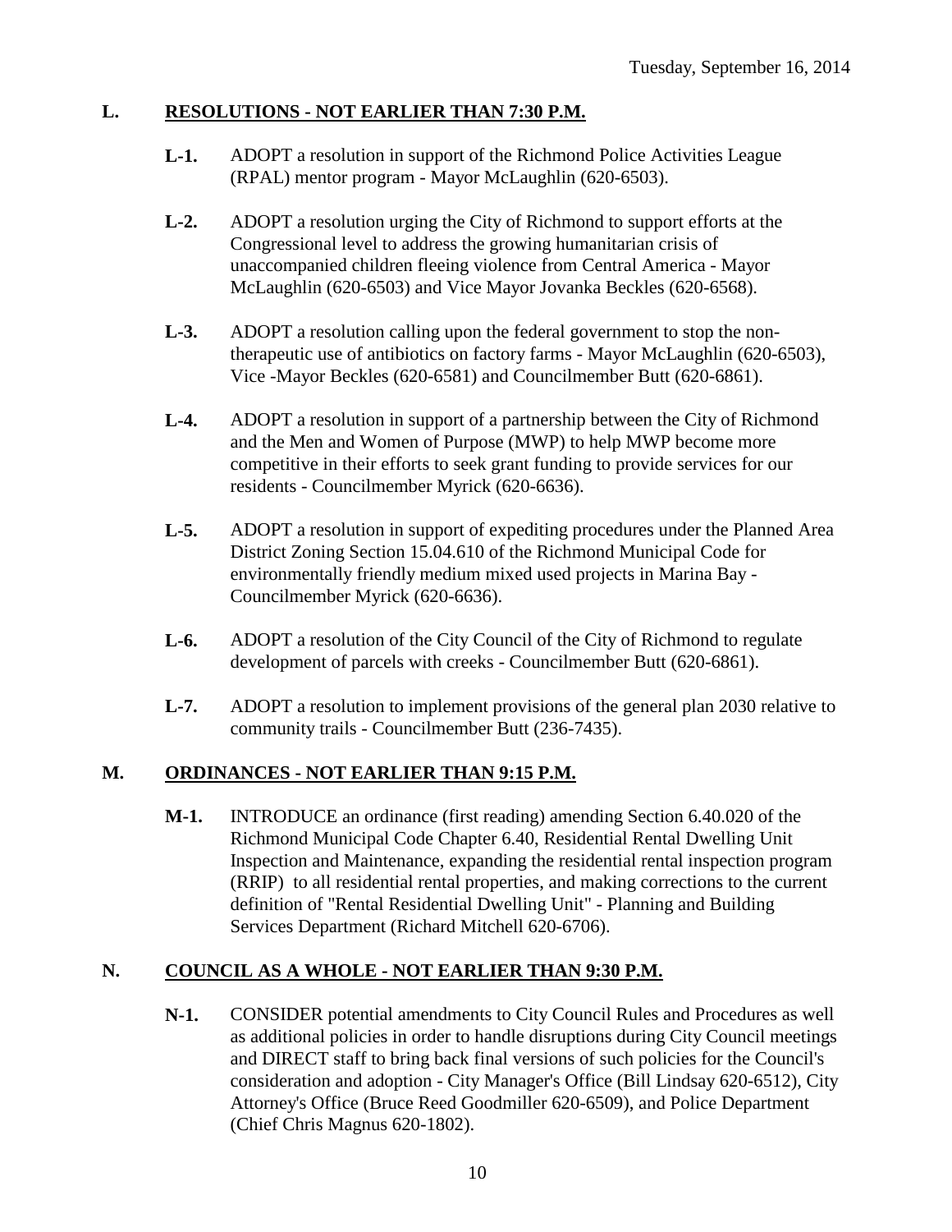## L. RESOLUTIONS - NOT EARLIER THAN 7:30 P.M.

**L-1.** ADOPT a resolution in support of the Richmond Police Activities League (RPAL) mentor program - Mayor McLaughlin (620-6503).

**L-2.** ADOPT a resolution urging the City of Richmond to support efforts at the Congressional level to address the growing humanitarian crisis of unaccompanied children fleeing violence from Central America - Mayor McLaughlin (620-6503) and Vice Mayor Jovanka Beckles (620-6568).

**L-3.** ADOPT a resolution calling upon the federal government to stop the non-therapeutic use of antibiotics on factory farms - Mayor McLaughlin (620-6503), Vice -Mayor Beckles (620-6581) and Councilmember Butt (620-6861).

**L-4.** ADOPT a resolution in support of a partnership between the City of Richmond and the Men and Women of Purpose (MWP) to help MWP become more competitive in their efforts to seek grant funding to provide services for our residents - Councilmember Myrick (620-6636).

**L-5.** ADOPT a resolution in support of expediting procedures under the Planned Area District Zoning Section 15.04.610 of the Richmond Municipal Code for environmentally friendly medium mixed used projects in Marina Bay - Councilmember Myrick (620-6636).

**L-6.** ADOPT a resolution of the City Council of the City of Richmond to regulate development of parcels with creeks - Councilmember Butt (620-6861).

**L-7.** ADOPT a resolution to implement provisions of the general plan 2030 relative to community trails - Councilmember Butt (236-7435).

## M. ORDINANCES - NOT EARLIER THAN 9:15 P.M.

**M-1.** INTRODUCE an ordinance (first reading) amending Section 6.40.020 of the Richmond Municipal Code Chapter 6.40, Residential Rental Dwelling Unit Inspection and Maintenance, expanding the residential rental inspection program (RRIP) to all residential rental properties, and making corrections to the current definition of "Rental Residential Dwelling Unit" - Planning and Building Services Department (Richard Mitchell 620-6706).

## N. COUNCIL AS A WHOLE - NOT EARLIER THAN 9:30 P.M.

**N-1.** CONSIDER potential amendments to City Council Rules and Procedures as well as additional policies in order to handle disruptions during City Council meetings and DIRECT staff to bring back final versions of such policies for the Council's consideration and adoption - City Manager's Office (Bill Lindsay 620-6512), City Attorney's Office (Bruce Reed Goodmiller 620-6509), and Police Department (Chief Chris Magnus 620-1802).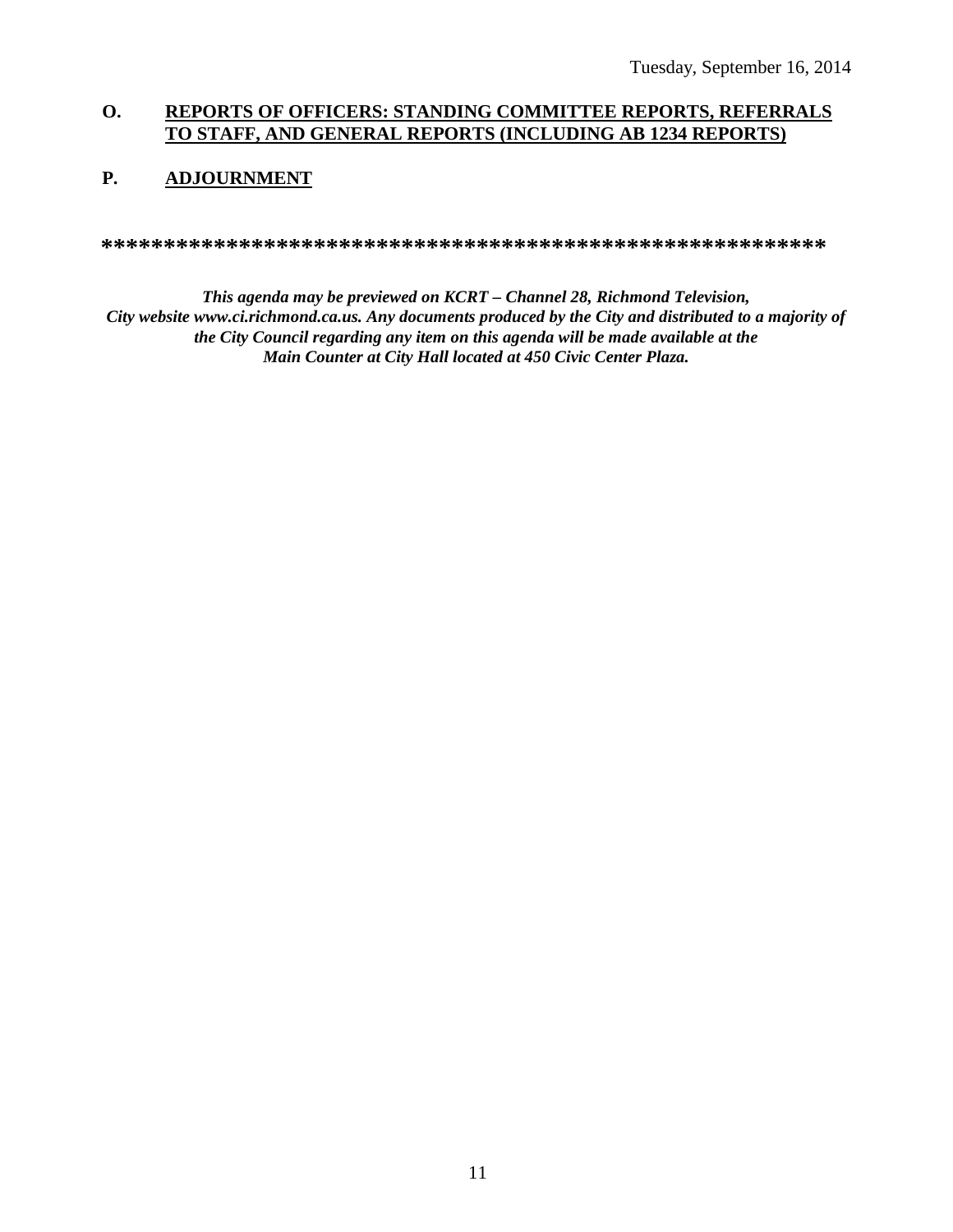Tuesday, September 16, 2014

**O. REPORTS OF OFFICERS: STANDING COMMITTEE REPORTS, REFERRALS TO STAFF, AND GENERAL REPORTS (INCLUDING AB 1234 REPORTS)**

**P. ADJOURNMENT**

**\*\*\*\*\*\*\*\*\*\*\*\*\*\*\*\*\*\*\*\*\*\*\*\*\*\*\*\*\*\*\*\*\*\*\*\*\*\*\*\*\*\*\*\*\*\*\*\*\*\*\*\*\*\*\*\*\*\*\*\*\***

***This agenda may be previewed on KCRT – Channel 28, Richmond Television, City website www.ci.richmond.ca.us. Any documents produced by the City and distributed to a majority of the City Council regarding any item on this agenda will be made available at the Main Counter at City Hall located at 450 Civic Center Plaza.***